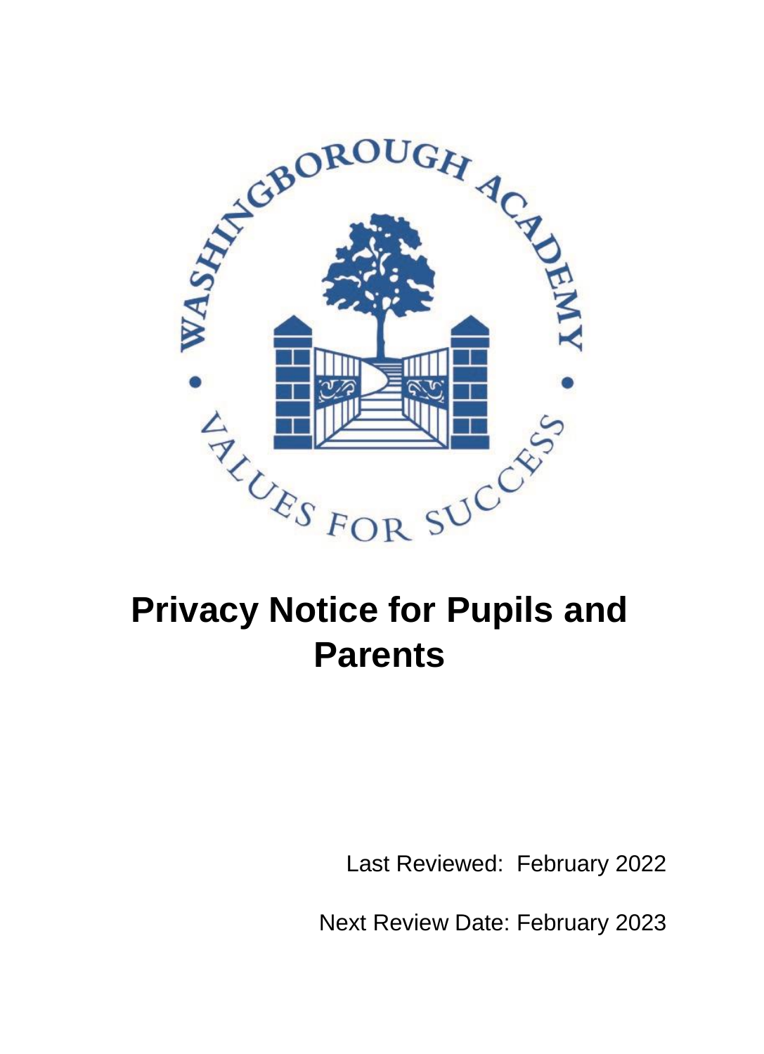# Privacy Notice for Pupils and Parents

Last Reviewed: February 2022

Next Review Date: February 2023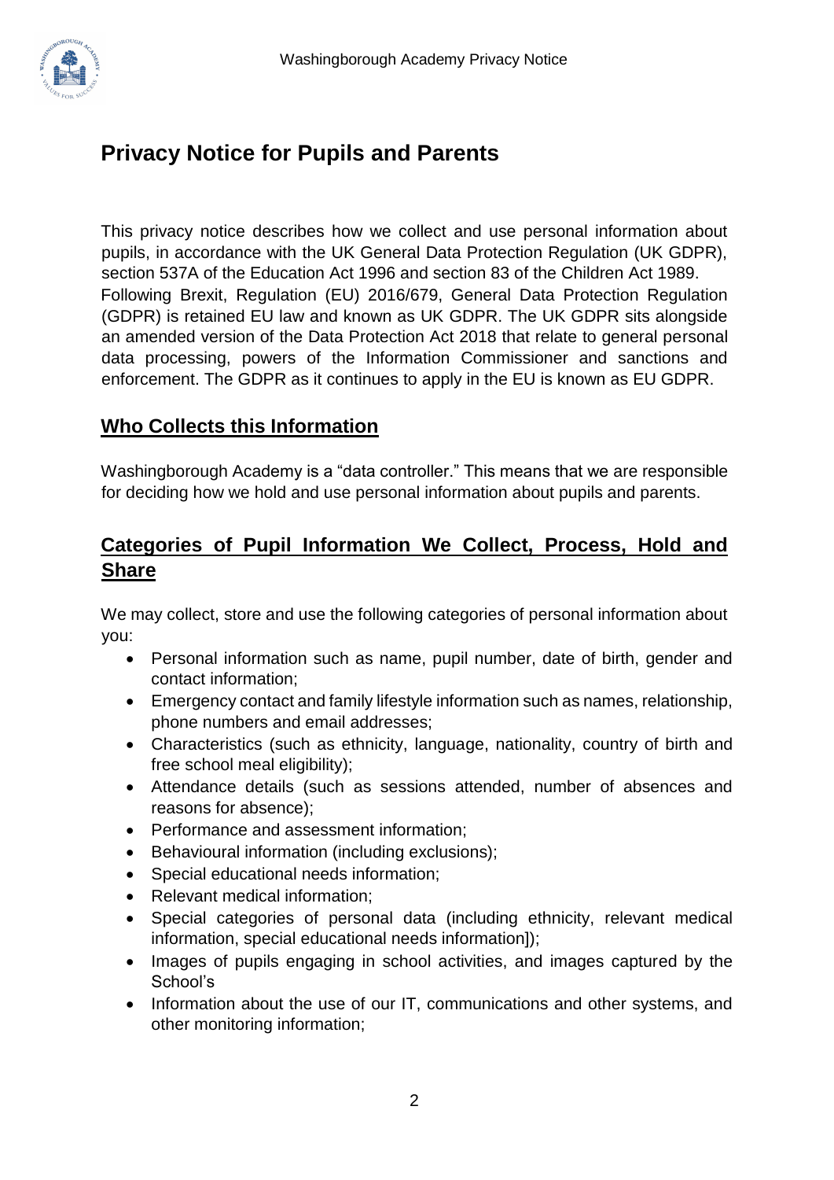# Privacy Notice for Pupils and Parents

This privacy notice describes how we collect and use personal information about pupils, in accordance with the UK General Data Protection Regulation (UK GDPR), section 537A of the Education Act 1996 and section 83 of the Children Act 1989. Following Brexit, Regulation (EU) 2016/679, General Data Protection Regulation (GDPR) is retained EU law and known as UK GDPR. The UK GDPR sits alongside an amended version of the Data Protection Act 2018 that relate to general personal data processing, powers of the Information Commissioner and sanctions and enforcement. The GDPR as it continues to apply in the EU is known as EU GDPR.

## Who Collects this Information

Washingborough Academy is a "data controller." This means that we are responsible for deciding how we hold and use personal information about pupils and parents.

## Categories of Pupil Information We Collect, Process, Hold and Share

We may collect, store and use the following categories of personal information about you:

- Personal information such as name, pupil number, date of birth, gender and contact information;
- Emergency contact and family lifestyle information such as names, relationship, phone numbers and email addresses;
- Characteristics (such as ethnicity, language, nationality, country of birth and free school meal eligibility);
- Attendance details (such as sessions attended, number of absences and reasons for absence);
- Performance and assessment information;
- Behavioural information (including exclusions);
- Special educational needs information;
- Relevant medical information;
- Special categories of personal data (including ethnicity, relevant medical information, special educational needs information]);
- Images of pupils engaging in school activities, and images captured by the School's
- Information about the use of our IT, communications and other systems, and other monitoring information;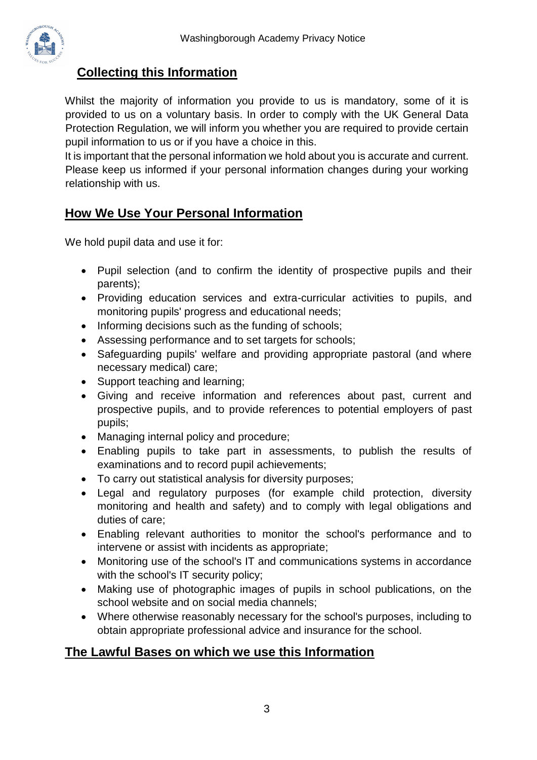## Collecting this Information

Whilst the majority of information you provide to us is mandatory, some of it is provided to us on a voluntary basis. In order to comply with the UK General Data Protection Regulation, we will inform you whether you are required to provide certain pupil information to us or if you have a choice in this.

It is important that the personal information we hold about you is accurate and current. Please keep us informed if your personal information changes during your working relationship with us.

## How We Use Your Personal Information

We hold pupil data and use it for:

- Pupil selection (and to confirm the identity of prospective pupils and their parents);
- Providing education services and extra-curricular activities to pupils, and monitoring pupils' progress and educational needs;
- Informing decisions such as the funding of schools;
- Assessing performance and to set targets for schools;
- Safeguarding pupils' welfare and providing appropriate pastoral (and where necessary medical) care;
- Support teaching and learning;
- Giving and receive information and references about past, current and prospective pupils, and to provide references to potential employers of past pupils;
- Managing internal policy and procedure;
- Enabling pupils to take part in assessments, to publish the results of examinations and to record pupil achievements;
- To carry out statistical analysis for diversity purposes;
- Legal and regulatory purposes (for example child protection, diversity monitoring and health and safety) and to comply with legal obligations and duties of care;
- Enabling relevant authorities to monitor the school's performance and to intervene or assist with incidents as appropriate;
- Monitoring use of the school's IT and communications systems in accordance with the school's IT security policy;
- Making use of photographic images of pupils in school publications, on the school website and on social media channels;
- Where otherwise reasonably necessary for the school's purposes, including to obtain appropriate professional advice and insurance for the school.

## The Lawful Bases on which we use this Information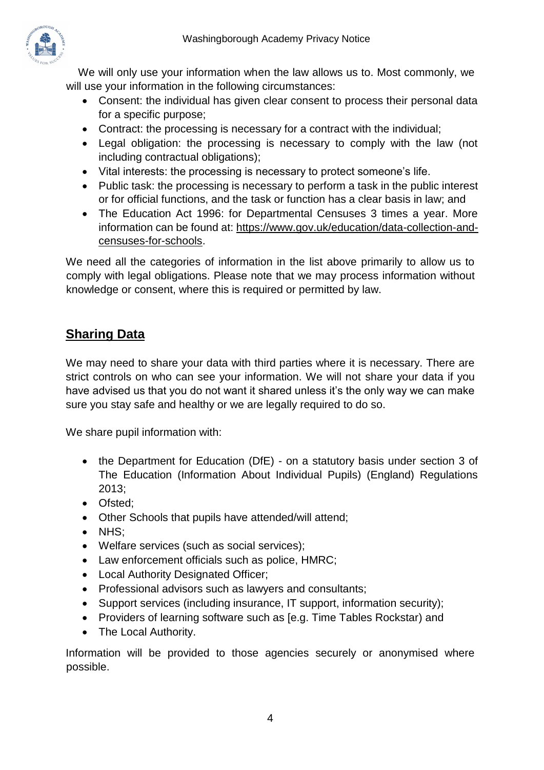We will only use your information when the law allows us to. Most commonly, we will use your information in the following circumstances:

- Consent: the individual has given clear consent to process their personal data for a specific purpose;
- Contract: the processing is necessary for a contract with the individual;
- Legal obligation: the processing is necessary to comply with the law (not including contractual obligations);
- Vital interests: the processing is necessary to protect someone's life.
- Public task: the processing is necessary to perform a task in the public interest or for official functions, and the task or function has a clear basis in law; and
- The Education Act 1996: for Departmental Censuses 3 times a year. More information can be found at: https://www.gov.uk/education/data-collection-and-censuses-for-schools.

We need all the categories of information in the list above primarily to allow us to comply with legal obligations. Please note that we may process information without knowledge or consent, where this is required or permitted by law.

## Sharing Data

We may need to share your data with third parties where it is necessary. There are strict controls on who can see your information. We will not share your data if you have advised us that you do not want it shared unless it's the only way we can make sure you stay safe and healthy or we are legally required to do so.

We share pupil information with:

- the Department for Education (DfE) - on a statutory basis under section 3 of The Education (Information About Individual Pupils) (England) Regulations 2013;
- Ofsted;
- Other Schools that pupils have attended/will attend;
- NHS;
- Welfare services (such as social services);
- Law enforcement officials such as police, HMRC;
- Local Authority Designated Officer;
- Professional advisors such as lawyers and consultants;
- Support services (including insurance, IT support, information security);
- Providers of learning software such as [e.g. Time Tables Rockstar) and
- The Local Authority.

Information will be provided to those agencies securely or anonymised where possible.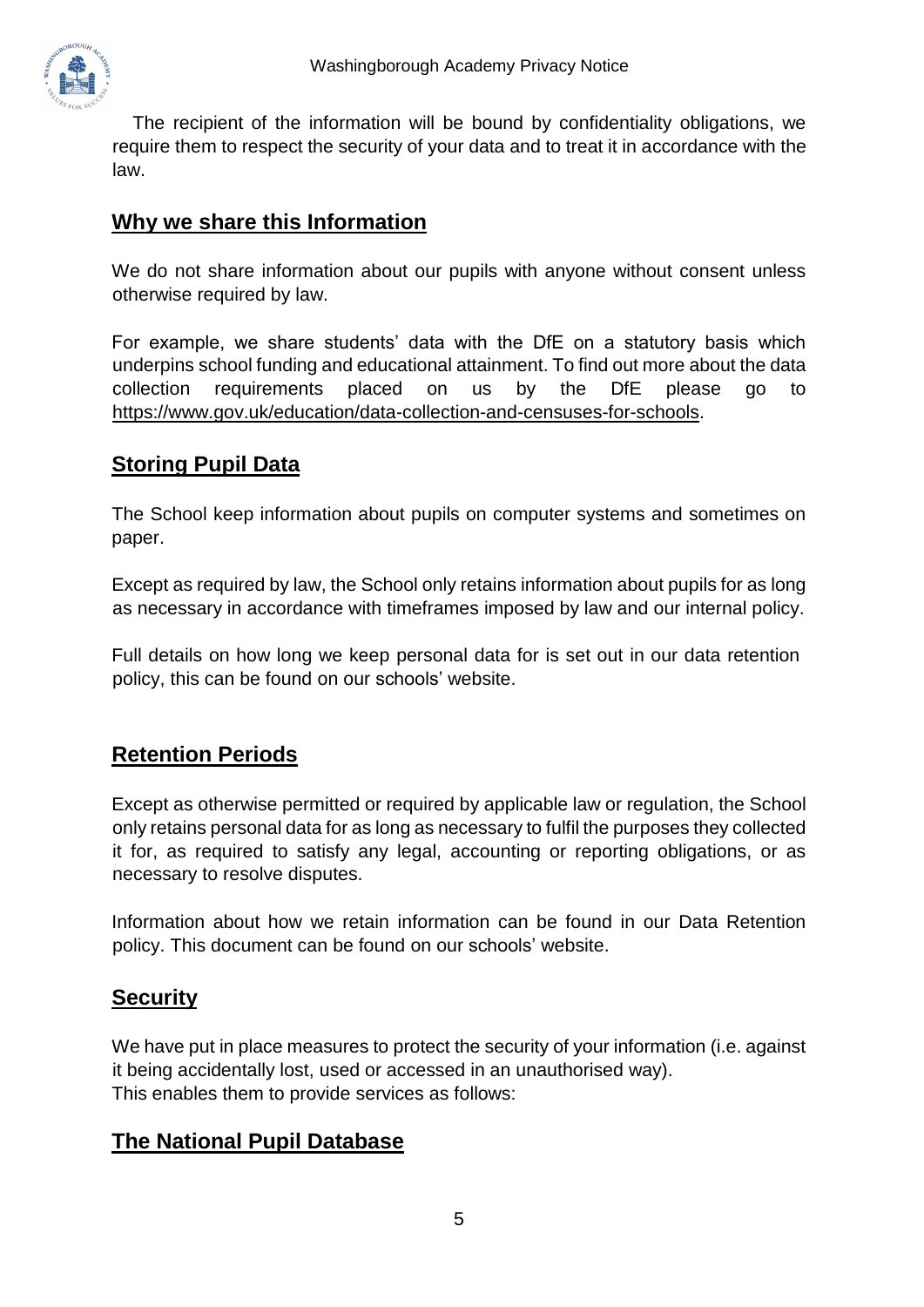The recipient of the information will be bound by confidentiality obligations, we require them to respect the security of your data and to treat it in accordance with the law.

## Why we share this Information

We do not share information about our pupils with anyone without consent unless otherwise required by law.

For example, we share students' data with the DfE on a statutory basis which underpins school funding and educational attainment. To find out more about the data collection requirements placed on us by the DfE please go to https://www.gov.uk/education/data-collection-and-censuses-for-schools.

## Storing Pupil Data

The School keep information about pupils on computer systems and sometimes on paper.

Except as required by law, the School only retains information about pupils for as long as necessary in accordance with timeframes imposed by law and our internal policy.

Full details on how long we keep personal data for is set out in our data retention policy, this can be found on our schools' website.

## Retention Periods

Except as otherwise permitted or required by applicable law or regulation, the School only retains personal data for as long as necessary to fulfil the purposes they collected it for, as required to satisfy any legal, accounting or reporting obligations, or as necessary to resolve disputes.

Information about how we retain information can be found in our Data Retention policy. This document can be found on our schools' website.

## Security

We have put in place measures to protect the security of your information (i.e. against it being accidentally lost, used or accessed in an unauthorised way).
This enables them to provide services as follows:

## The National Pupil Database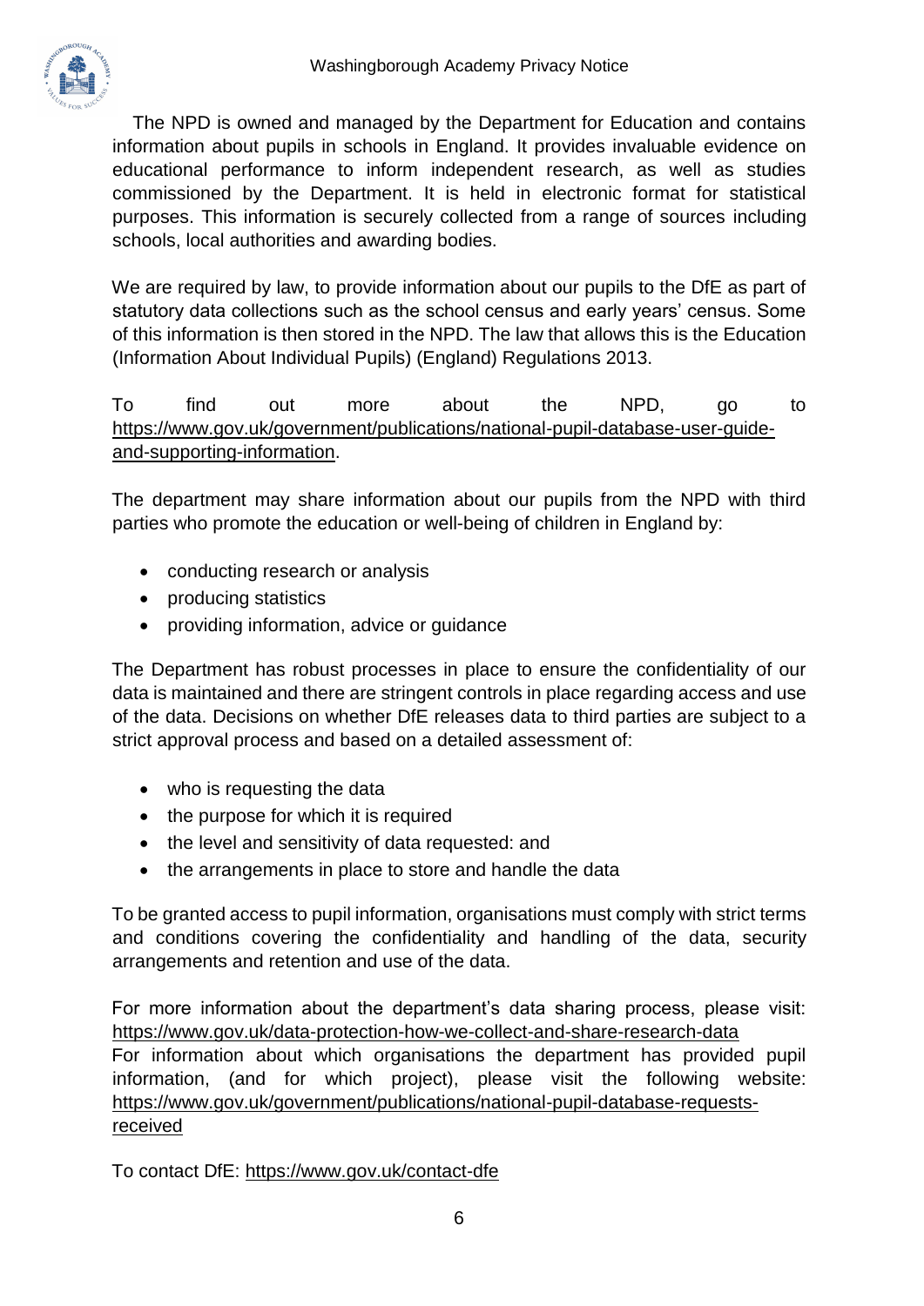The NPD is owned and managed by the Department for Education and contains information about pupils in schools in England. It provides invaluable evidence on educational performance to inform independent research, as well as studies commissioned by the Department. It is held in electronic format for statistical purposes. This information is securely collected from a range of sources including schools, local authorities and awarding bodies.

We are required by law, to provide information about our pupils to the DfE as part of statutory data collections such as the school census and early years' census. Some of this information is then stored in the NPD. The law that allows this is the Education (Information About Individual Pupils) (England) Regulations 2013.

To find out more about the NPD, go to https://www.gov.uk/government/publications/national-pupil-database-user-guide-and-supporting-information.

The department may share information about our pupils from the NPD with third parties who promote the education or well-being of children in England by:

- conducting research or analysis
- producing statistics
- providing information, advice or guidance

The Department has robust processes in place to ensure the confidentiality of our data is maintained and there are stringent controls in place regarding access and use of the data. Decisions on whether DfE releases data to third parties are subject to a strict approval process and based on a detailed assessment of:

- who is requesting the data
- the purpose for which it is required
- the level and sensitivity of data requested: and
- the arrangements in place to store and handle the data

To be granted access to pupil information, organisations must comply with strict terms and conditions covering the confidentiality and handling of the data, security arrangements and retention and use of the data.

For more information about the department's data sharing process, please visit: https://www.gov.uk/data-protection-how-we-collect-and-share-research-data
For information about which organisations the department has provided pupil information, (and for which project), please visit the following website: https://www.gov.uk/government/publications/national-pupil-database-requests-received

To contact DfE: https://www.gov.uk/contact-dfe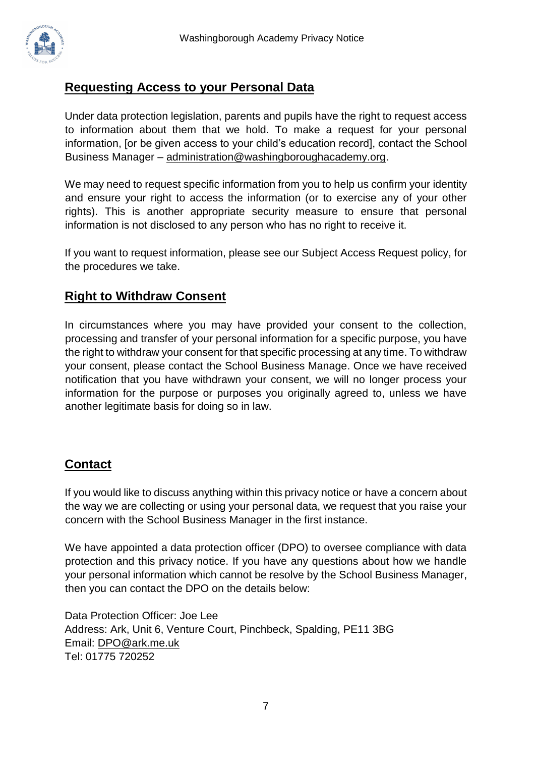## Requesting Access to your Personal Data

Under data protection legislation, parents and pupils have the right to request access to information about them that we hold. To make a request for your personal information, [or be given access to your child's education record], contact the School Business Manager – administration@washingboroughacademy.org.

We may need to request specific information from you to help us confirm your identity and ensure your right to access the information (or to exercise any of your other rights). This is another appropriate security measure to ensure that personal information is not disclosed to any person who has no right to receive it.

If you want to request information, please see our Subject Access Request policy, for the procedures we take.

## Right to Withdraw Consent

In circumstances where you may have provided your consent to the collection, processing and transfer of your personal information for a specific purpose, you have the right to withdraw your consent for that specific processing at any time. To withdraw your consent, please contact the School Business Manage. Once we have received notification that you have withdrawn your consent, we will no longer process your information for the purpose or purposes you originally agreed to, unless we have another legitimate basis for doing so in law.

## Contact

If you would like to discuss anything within this privacy notice or have a concern about the way we are collecting or using your personal data, we request that you raise your concern with the School Business Manager in the first instance.

We have appointed a data protection officer (DPO) to oversee compliance with data protection and this privacy notice. If you have any questions about how we handle your personal information which cannot be resolve by the School Business Manager, then you can contact the DPO on the details below:

Data Protection Officer: Joe Lee
Address: Ark, Unit 6, Venture Court, Pinchbeck, Spalding, PE11 3BG
Email: DPO@ark.me.uk
Tel: 01775 720252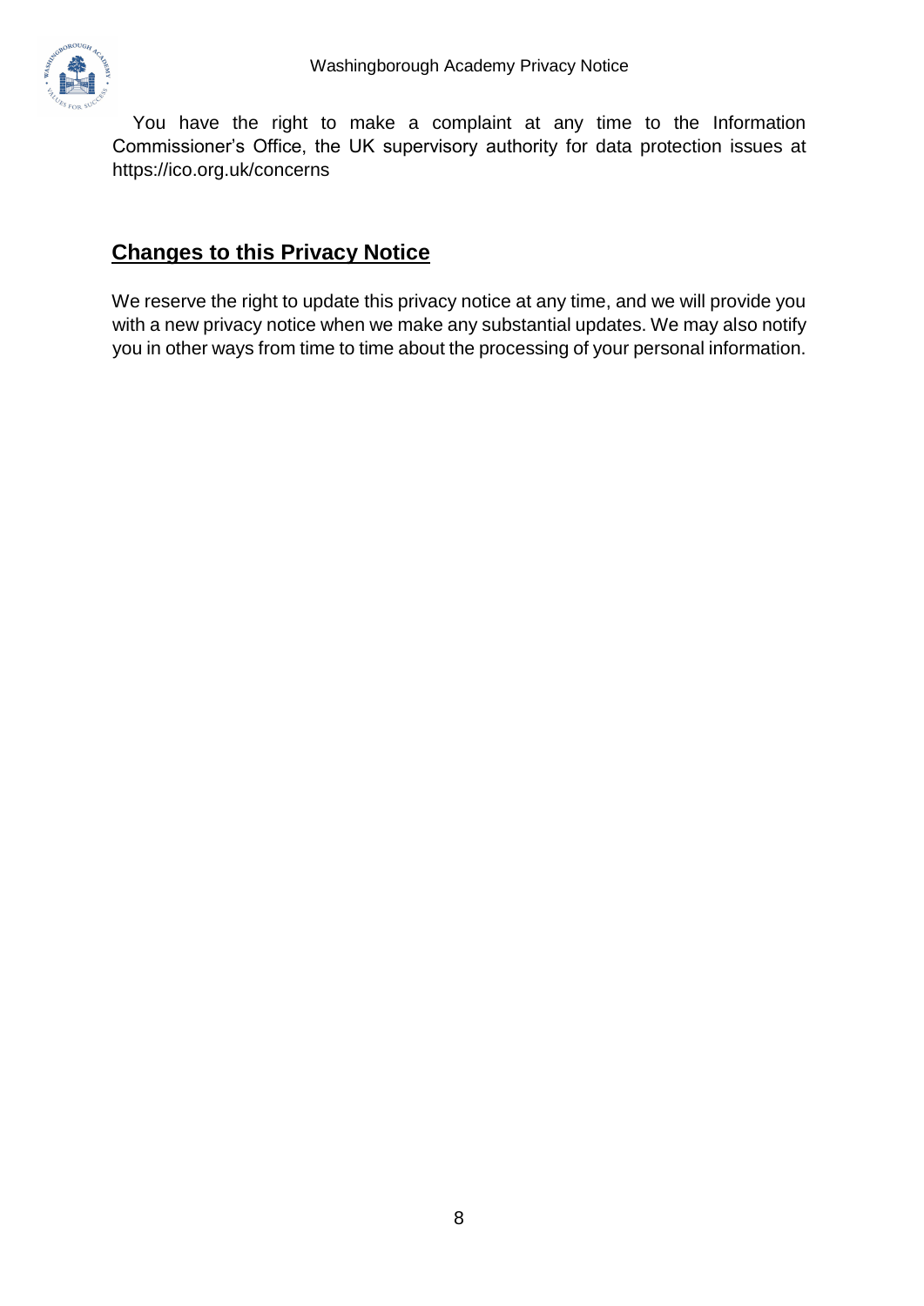You have the right to make a complaint at any time to the Information Commissioner's Office, the UK supervisory authority for data protection issues at https://ico.org.uk/concerns

## Changes to this Privacy Notice

We reserve the right to update this privacy notice at any time, and we will provide you with a new privacy notice when we make any substantial updates. We may also notify you in other ways from time to time about the processing of your personal information.